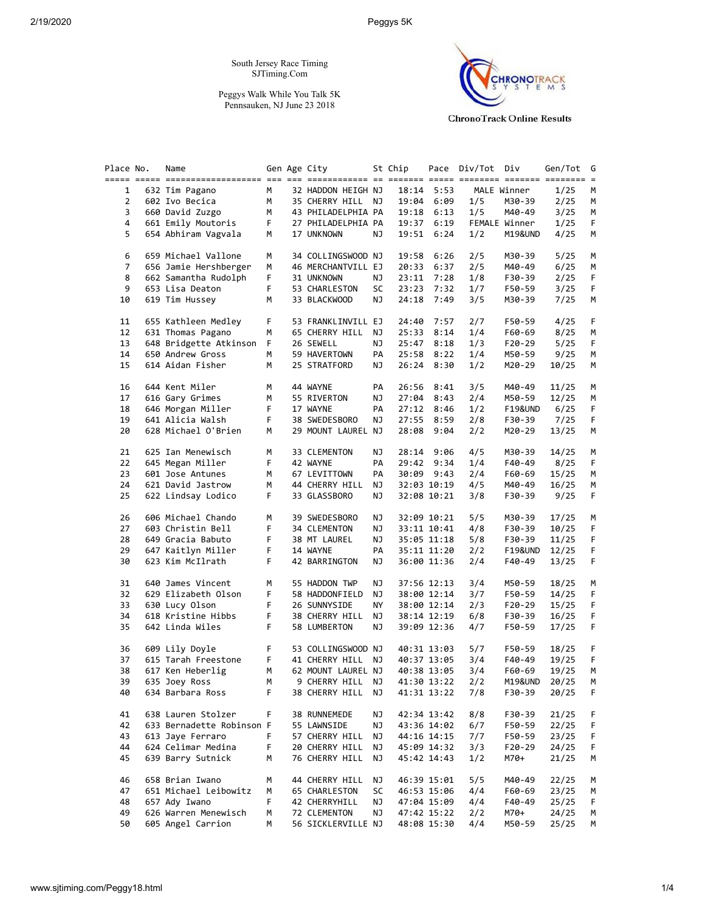South Jersey Race Timing
SJTiming.Com

Peggys Walk While You Talk 5K
Pennsauken, NJ June 23 2018

ChronoTrack Online Results

| Place | No. | Name | Gen | Age | City | St | Chip | Pace | Div/Tot | Div | Gen/Tot | G |
|---|---|---|---|---|---|---|---|---|---|---|---|---|
| 1 | 632 | Tim Pagano | M | 32 | HADDON HEIGH | NJ | 18:14 | 5:53 | MALE Winner | | 1/25 | M |
| 2 | 602 | Ivo Becica | M | 35 | CHERRY HILL | NJ | 19:04 | 6:09 | 1/5 | M30-39 | 2/25 | M |
| 3 | 660 | David Zuzgo | M | 43 | PHILADELPHIA | PA | 19:18 | 6:13 | 1/5 | M40-49 | 3/25 | M |
| 4 | 661 | Emily Moutoris | F | 27 | PHILADELPHIA | PA | 19:37 | 6:19 | FEMALE Winner | | 1/25 | F |
| 5 | 654 | Abhiram Vagvala | M | 17 | UNKNOWN | NJ | 19:51 | 6:24 | 1/2 | M19&UND | 4/25 | M |
| 6 | 659 | Michael Vallone | M | 34 | COLLINGSWOOD | NJ | 19:58 | 6:26 | 2/5 | M30-39 | 5/25 | M |
| 7 | 656 | Jamie Hershberger | M | 46 | MERCHANTVILL | EJ | 20:33 | 6:37 | 2/5 | M40-49 | 6/25 | M |
| 8 | 662 | Samantha Rudolph | F | 31 | UNKNOWN | NJ | 23:11 | 7:28 | 1/8 | F30-39 | 2/25 | F |
| 9 | 653 | Lisa Deaton | F | 53 | CHARLESTON | SC | 23:23 | 7:32 | 1/7 | F50-59 | 3/25 | F |
| 10 | 619 | Tim Hussey | M | 33 | BLACKWOOD | NJ | 24:18 | 7:49 | 3/5 | M30-39 | 7/25 | M |
| 11 | 655 | Kathleen Medley | F | 53 | FRANKLINVILL | EJ | 24:40 | 7:57 | 2/7 | F50-59 | 4/25 | F |
| 12 | 631 | Thomas Pagano | M | 65 | CHERRY HILL | NJ | 25:33 | 8:14 | 1/4 | F60-69 | 8/25 | M |
| 13 | 648 | Bridgette Atkinson | F | 26 | SEWELL | NJ | 25:47 | 8:18 | 1/3 | F20-29 | 5/25 | F |
| 14 | 650 | Andrew Gross | M | 59 | HAVERTOWN | PA | 25:58 | 8:22 | 1/4 | M50-59 | 9/25 | M |
| 15 | 614 | Aidan Fisher | M | 25 | STRATFORD | NJ | 26:24 | 8:30 | 1/2 | M20-29 | 10/25 | M |
| 16 | 644 | Kent Miler | M | 44 | WAYNE | PA | 26:56 | 8:41 | 3/5 | M40-49 | 11/25 | M |
| 17 | 616 | Gary Grimes | M | 55 | RIVERTON | NJ | 27:04 | 8:43 | 2/4 | M50-59 | 12/25 | M |
| 18 | 646 | Morgan Miller | F | 17 | WAYNE | PA | 27:12 | 8:46 | 1/2 | F19&UND | 6/25 | F |
| 19 | 641 | Alicia Walsh | F | 38 | SWEDESBORO | NJ | 27:55 | 8:59 | 2/8 | F30-39 | 7/25 | F |
| 20 | 628 | Michael O'Brien | M | 29 | MOUNT LAUREL | NJ | 28:08 | 9:04 | 2/2 | M20-29 | 13/25 | M |
| 21 | 625 | Ian Menewisch | M | 33 | CLEMENTON | NJ | 28:14 | 9:06 | 4/5 | M30-39 | 14/25 | M |
| 22 | 645 | Megan Miller | F | 42 | WAYNE | PA | 29:42 | 9:34 | 1/4 | F40-49 | 8/25 | F |
| 23 | 601 | Jose Antunes | M | 67 | LEVITTOWN | PA | 30:09 | 9:43 | 2/4 | F60-69 | 15/25 | M |
| 24 | 621 | David Jastrow | M | 44 | CHERRY HILL | NJ | 32:03 | 10:19 | 4/5 | M40-49 | 16/25 | M |
| 25 | 622 | Lindsay Lodico | F | 33 | GLASSBORO | NJ | 32:08 | 10:21 | 3/8 | F30-39 | 9/25 | F |
| 26 | 606 | Michael Chando | M | 39 | SWEDESBORO | NJ | 32:09 | 10:21 | 5/5 | M30-39 | 17/25 | M |
| 27 | 603 | Christin Bell | F | 34 | CLEMENTON | NJ | 33:11 | 10:41 | 4/8 | F30-39 | 10/25 | F |
| 28 | 649 | Gracia Babuto | F | 38 | MT LAUREL | NJ | 35:05 | 11:18 | 5/8 | F30-39 | 11/25 | F |
| 29 | 647 | Kaitlyn Miller | F | 14 | WAYNE | PA | 35:11 | 11:20 | 2/2 | F19&UND | 12/25 | F |
| 30 | 623 | Kim McIlrath | F | 42 | BARRINGTON | NJ | 36:00 | 11:36 | 2/4 | F40-49 | 13/25 | F |
| 31 | 640 | James Vincent | M | 55 | HADDON TWP | NJ | 37:56 | 12:13 | 3/4 | M50-59 | 18/25 | M |
| 32 | 629 | Elizabeth Olson | F | 58 | HADDONFIELD | NJ | 38:00 | 12:14 | 3/7 | F50-59 | 14/25 | F |
| 33 | 630 | Lucy Olson | F | 26 | SUNNYSIDE | NY | 38:00 | 12:14 | 2/3 | F20-29 | 15/25 | F |
| 34 | 618 | Kristine Hibbs | F | 38 | CHERRY HILL | NJ | 38:14 | 12:19 | 6/8 | F30-39 | 16/25 | F |
| 35 | 642 | Linda Wiles | F | 58 | LUMBERTON | NJ | 39:09 | 12:36 | 4/7 | F50-59 | 17/25 | F |
| 36 | 609 | Lily Doyle | F | 53 | COLLINGSWOOD | NJ | 40:31 | 13:03 | 5/7 | F50-59 | 18/25 | F |
| 37 | 615 | Tarah Freestone | F | 41 | CHERRY HILL | NJ | 40:37 | 13:05 | 3/4 | F40-49 | 19/25 | F |
| 38 | 617 | Ken Heberlig | M | 62 | MOUNT LAUREL | NJ | 40:38 | 13:05 | 3/4 | F60-69 | 19/25 | M |
| 39 | 635 | Joey Ross | M | 9 | CHERRY HILL | NJ | 41:30 | 13:22 | 2/2 | M19&UND | 20/25 | M |
| 40 | 634 | Barbara Ross | F | 38 | CHERRY HILL | NJ | 41:31 | 13:22 | 7/8 | F30-39 | 20/25 | F |
| 41 | 638 | Lauren Stolzer | F | 38 | RUNNEMEDE | NJ | 42:34 | 13:42 | 8/8 | F30-39 | 21/25 | F |
| 42 | 633 | Bernadette Robinson | F | 55 | LAWNSIDE | NJ | 43:36 | 14:02 | 6/7 | F50-59 | 22/25 | F |
| 43 | 613 | Jaye Ferraro | F | 57 | CHERRY HILL | NJ | 44:16 | 14:15 | 7/7 | F50-59 | 23/25 | F |
| 44 | 624 | Celimar Medina | F | 20 | CHERRY HILL | NJ | 45:09 | 14:32 | 3/3 | F20-29 | 24/25 | F |
| 45 | 639 | Barry Sutnick | M | 76 | CHERRY HILL | NJ | 45:42 | 14:43 | 1/2 | M70+ | 21/25 | M |
| 46 | 658 | Brian Iwano | M | 44 | CHERRY HILL | NJ | 46:39 | 15:01 | 5/5 | M40-49 | 22/25 | M |
| 47 | 651 | Michael Leibowitz | M | 65 | CHARLESTON | SC | 46:53 | 15:06 | 4/4 | F60-69 | 23/25 | M |
| 48 | 657 | Ady Iwano | F | 42 | CHERRYHILL | NJ | 47:04 | 15:09 | 4/4 | F40-49 | 25/25 | F |
| 49 | 626 | Warren Menewisch | M | 72 | CLEMENTON | NJ | 47:42 | 15:22 | 2/2 | M70+ | 24/25 | M |
| 50 | 605 | Angel Carrion | M | 56 | SICKLERVILLE | NJ | 48:08 | 15:30 | 4/4 | M50-59 | 25/25 | M |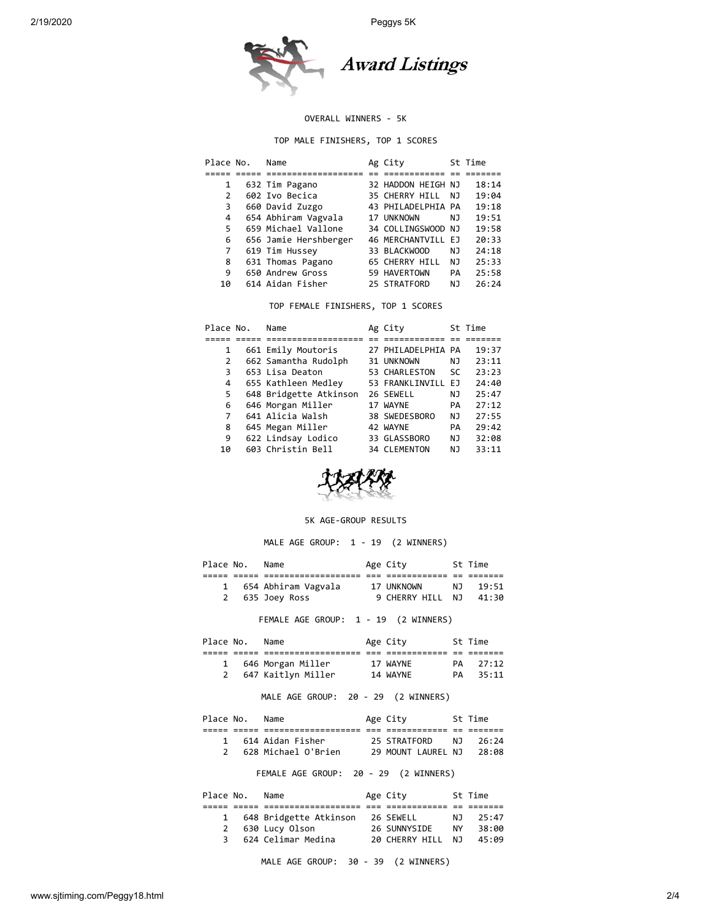# Award Listings

OVERALL WINNERS - 5K

TOP MALE FINISHERS, TOP 1 SCORES

| Place | No. | Name | Ag | City | St | Time |
|---|---|---|---|---|---|---|
| 1 | 632 | Tim Pagano | 32 | HADDON HEIGH | NJ | 18:14 |
| 2 | 602 | Ivo Becica | 35 | CHERRY HILL | NJ | 19:04 |
| 3 | 660 | David Zuzgo | 43 | PHILADELPHIA | PA | 19:18 |
| 4 | 654 | Abhiram Vagvala | 17 | UNKNOWN | NJ | 19:51 |
| 5 | 659 | Michael Vallone | 34 | COLLINGSWOOD | NJ | 19:58 |
| 6 | 656 | Jamie Hershberger | 46 | MERCHANTVILL | EJ | 20:33 |
| 7 | 619 | Tim Hussey | 33 | BLACKWOOD | NJ | 24:18 |
| 8 | 631 | Thomas Pagano | 65 | CHERRY HILL | NJ | 25:33 |
| 9 | 650 | Andrew Gross | 59 | HAVERTOWN | PA | 25:58 |
| 10 | 614 | Aidan Fisher | 25 | STRATFORD | NJ | 26:24 |

TOP FEMALE FINISHERS, TOP 1 SCORES

| Place | No. | Name | Ag | City | St | Time |
|---|---|---|---|---|---|---|
| 1 | 661 | Emily Moutoris | 27 | PHILADELPHIA | PA | 19:37 |
| 2 | 662 | Samantha Rudolph | 31 | UNKNOWN | NJ | 23:11 |
| 3 | 653 | Lisa Deaton | 53 | CHARLESTON | SC | 23:23 |
| 4 | 655 | Kathleen Medley | 53 | FRANKLINVILL | EJ | 24:40 |
| 5 | 648 | Bridgette Atkinson | 26 | SEWELL | NJ | 25:47 |
| 6 | 646 | Morgan Miller | 17 | WAYNE | PA | 27:12 |
| 7 | 641 | Alicia Walsh | 38 | SWEDESBORO | NJ | 27:55 |
| 8 | 645 | Megan Miller | 42 | WAYNE | PA | 29:42 |
| 9 | 622 | Lindsay Lodico | 33 | GLASSBORO | NJ | 32:08 |
| 10 | 603 | Christin Bell | 34 | CLEMENTON | NJ | 33:11 |

5K AGE-GROUP RESULTS

MALE AGE GROUP: 1 - 19 (2 WINNERS)

| Place | No. | Name | Age | City | St | Time |
|---|---|---|---|---|---|---|
| 1 | 654 | Abhiram Vagvala | 17 | UNKNOWN | NJ | 19:51 |
| 2 | 635 | Joey Ross | 9 | CHERRY HILL | NJ | 41:30 |

FEMALE AGE GROUP: 1 - 19 (2 WINNERS)

| Place | No. | Name | Age | City | St | Time |
|---|---|---|---|---|---|---|
| 1 | 646 | Morgan Miller | 17 | WAYNE | PA | 27:12 |
| 2 | 647 | Kaitlyn Miller | 14 | WAYNE | PA | 35:11 |

MALE AGE GROUP: 20 - 29 (2 WINNERS)

| Place | No. | Name | Age | City | St | Time |
|---|---|---|---|---|---|---|
| 1 | 614 | Aidan Fisher | 25 | STRATFORD | NJ | 26:24 |
| 2 | 628 | Michael O'Brien | 29 | MOUNT LAUREL | NJ | 28:08 |

FEMALE AGE GROUP: 20 - 29 (2 WINNERS)

| Place | No. | Name | Age | City | St | Time |
|---|---|---|---|---|---|---|
| 1 | 648 | Bridgette Atkinson | 26 | SEWELL | NJ | 25:47 |
| 2 | 630 | Lucy Olson | 26 | SUNNYSIDE | NY | 38:00 |
| 3 | 624 | Celimar Medina | 20 | CHERRY HILL | NJ | 45:09 |

MALE AGE GROUP: 30 - 39 (2 WINNERS)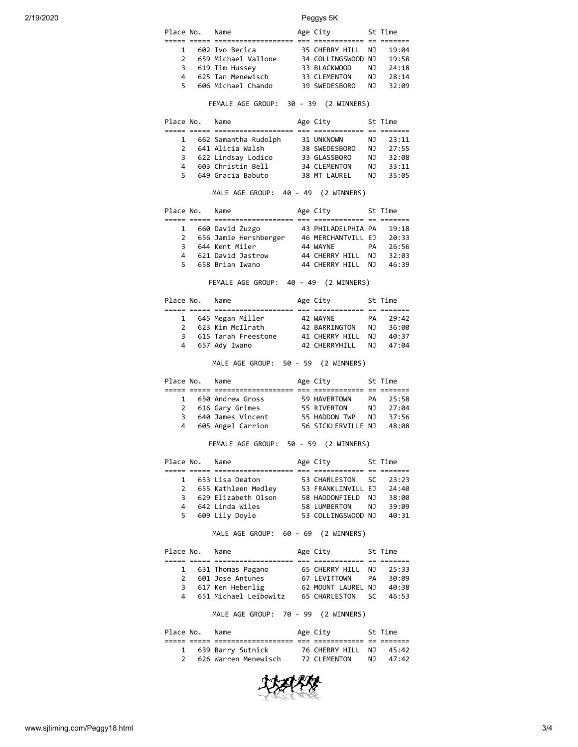| Place | No. | Name | Age | City | St | Time |
|---|---|---|---|---|---|---|
| 1 | 602 | Ivo Becica | 35 | CHERRY HILL | NJ | 19:04 |
| 2 | 659 | Michael Vallone | 34 | COLLINGSWOOD | NJ | 19:58 |
| 3 | 619 | Tim Hussey | 33 | BLACKWOOD | NJ | 24:18 |
| 4 | 625 | Ian Menewisch | 33 | CLEMENTON | NJ | 28:14 |
| 5 | 606 | Michael Chando | 39 | SWEDESBORO | NJ | 32:09 |

FEMALE AGE GROUP: 30 - 39 (2 WINNERS)

| Place | No. | Name | Age | City | St | Time |
|---|---|---|---|---|---|---|
| 1 | 662 | Samantha Rudolph | 31 | UNKNOWN | NJ | 23:11 |
| 2 | 641 | Alicia Walsh | 38 | SWEDESBORO | NJ | 27:55 |
| 3 | 622 | Lindsay Lodico | 33 | GLASSBORO | NJ | 32:08 |
| 4 | 603 | Christin Bell | 34 | CLEMENTON | NJ | 33:11 |
| 5 | 649 | Gracia Babuto | 38 | MT LAUREL | NJ | 35:05 |

MALE AGE GROUP: 40 - 49 (2 WINNERS)

| Place | No. | Name | Age | City | St | Time |
|---|---|---|---|---|---|---|
| 1 | 660 | David Zuzgo | 43 | PHILADELPHIA | PA | 19:18 |
| 2 | 656 | Jamie Hershberger | 46 | MERCHANTVILL | EJ | 20:33 |
| 3 | 644 | Kent Miler | 44 | WAYNE | PA | 26:56 |
| 4 | 621 | David Jastrow | 44 | CHERRY HILL | NJ | 32:03 |
| 5 | 658 | Brian Iwano | 44 | CHERRY HILL | NJ | 46:39 |

FEMALE AGE GROUP: 40 - 49 (2 WINNERS)

| Place | No. | Name | Age | City | St | Time |
|---|---|---|---|---|---|---|
| 1 | 645 | Megan Miller | 42 | WAYNE | PA | 29:42 |
| 2 | 623 | Kim McIlrath | 42 | BARRINGTON | NJ | 36:00 |
| 3 | 615 | Tarah Freestone | 41 | CHERRY HILL | NJ | 40:37 |
| 4 | 657 | Ady Iwano | 42 | CHERRYHILL | NJ | 47:04 |

MALE AGE GROUP: 50 - 59 (2 WINNERS)

| Place | No. | Name | Age | City | St | Time |
|---|---|---|---|---|---|---|
| 1 | 650 | Andrew Gross | 59 | HAVERTOWN | PA | 25:58 |
| 2 | 616 | Gary Grimes | 55 | RIVERTON | NJ | 27:04 |
| 3 | 640 | James Vincent | 55 | HADDON TWP | NJ | 37:56 |
| 4 | 605 | Angel Carrion | 56 | SICKLERVILLE | NJ | 48:08 |

FEMALE AGE GROUP: 50 - 59 (2 WINNERS)

| Place | No. | Name | Age | City | St | Time |
|---|---|---|---|---|---|---|
| 1 | 653 | Lisa Deaton | 53 | CHARLESTON | SC | 23:23 |
| 2 | 655 | Kathleen Medley | 53 | FRANKLINVILL | EJ | 24:40 |
| 3 | 629 | Elizabeth Olson | 58 | HADDONFIELD | NJ | 38:00 |
| 4 | 642 | Linda Wiles | 58 | LUMBERTON | NJ | 39:09 |
| 5 | 609 | Lily Doyle | 53 | COLLINGSWOOD | NJ | 40:31 |

MALE AGE GROUP: 60 - 69 (2 WINNERS)

| Place | No. | Name | Age | City | St | Time |
|---|---|---|---|---|---|---|
| 1 | 631 | Thomas Pagano | 65 | CHERRY HILL | NJ | 25:33 |
| 2 | 601 | Jose Antunes | 67 | LEVITTOWN | PA | 30:09 |
| 3 | 617 | Ken Heberlig | 62 | MOUNT LAUREL | NJ | 40:38 |
| 4 | 651 | Michael Leibowitz | 65 | CHARLESTON | SC | 46:53 |

MALE AGE GROUP: 70 - 99 (2 WINNERS)

| Place | No. | Name | Age | City | St | Time |
|---|---|---|---|---|---|---|
| 1 | 639 | Barry Sutnick | 76 | CHERRY HILL | NJ | 45:42 |
| 2 | 626 | Warren Menewisch | 72 | CLEMENTON | NJ | 47:42 |